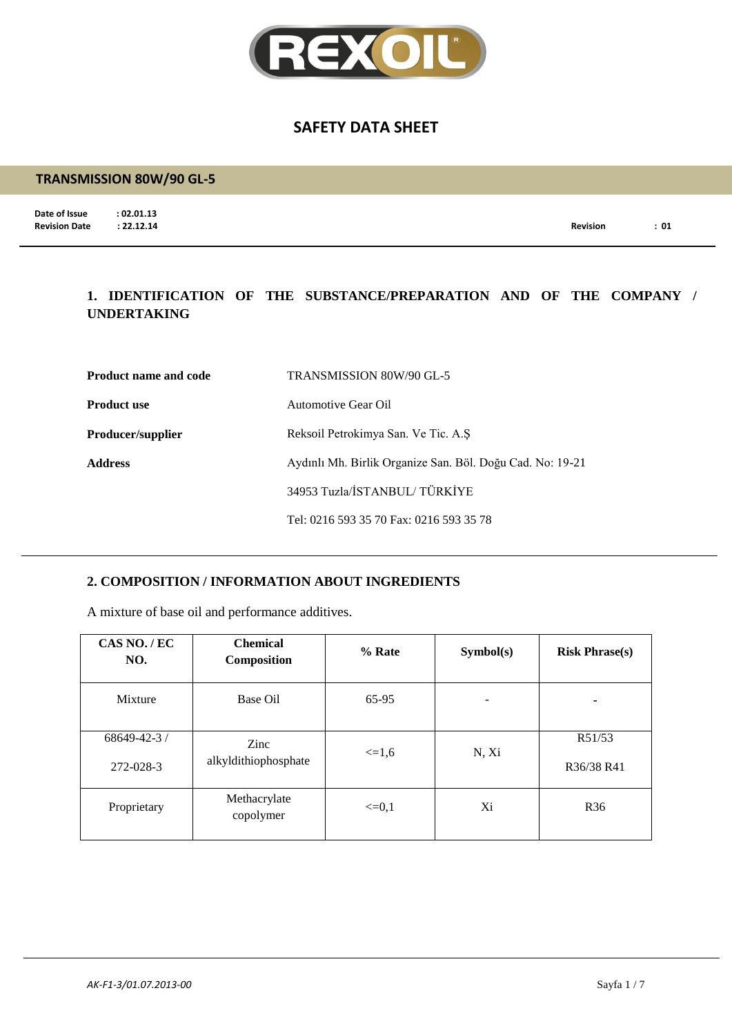# SAFETY DATA SHEET

## TRANSMISSION 80W/90 GL-5

**Date of Issue** : 02.01.13
**Revision Date** : 22.12.14
**Revision** : 01

## 1. IDENTIFICATION OF THE SUBSTANCE/PREPARATION AND OF THE COMPANY / UNDERTAKING

**Product name and code** TRANSMISSION 80W/90 GL-5

**Product use** Automotive Gear Oil

**Producer/supplier** Reksoil Petrokimya San. Ve Tic. A.Ş

**Address** Aydınlı Mh. Birlik Organize San. Böl. Doğu Cad. No: 19-21

34953 Tuzla/İSTANBUL/ TÜRKİYE

Tel: 0216 593 35 70 Fax: 0216 593 35 78

## 2. COMPOSITION / INFORMATION ABOUT INGREDIENTS

A mixture of base oil and performance additives.

| CAS NO. / EC NO. | Chemical Composition | % Rate | Symbol(s) | Risk Phrase(s) |
|---|---|---|---|---|
| Mixture | Base Oil | 65-95 | - | - |
| 68649-42-3 / 272-028-3 | Zinc alkyldithiophosphate | <=1,6 | N, Xi | R51/53 R36/38 R41 |
| Proprietary | Methacrylate copolymer | <=0,1 | Xi | R36 |

*AK-F1-3/01.07.2013-00*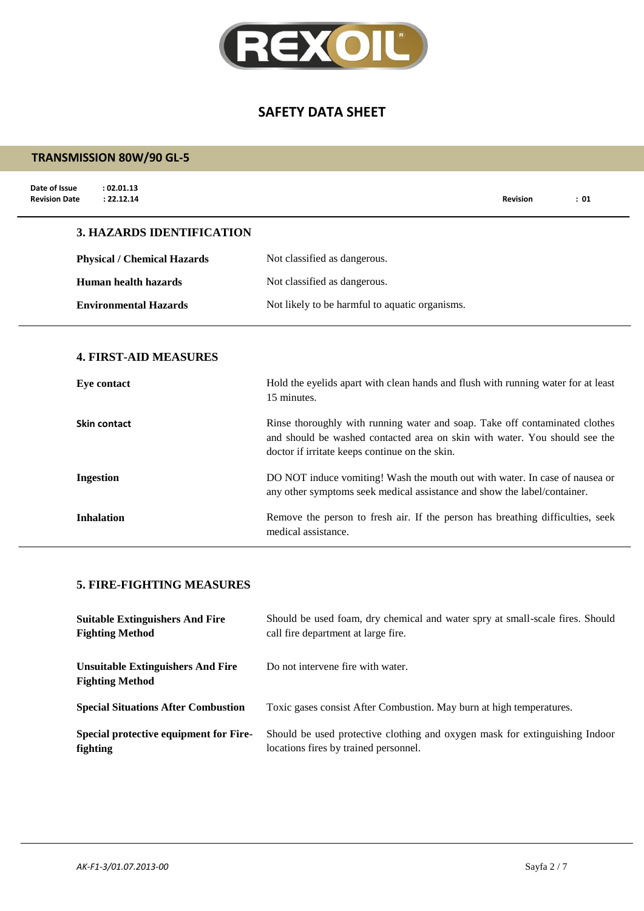# SAFETY DATA SHEET

## TRANSMISSION 80W/90 GL-5

**Date of Issue** : 02.01.13
**Revision Date** : 22.12.14
**Revision** : 01

### 3. HAZARDS IDENTIFICATION

| | |
|---|---|
| **Physical / Chemical Hazards** | Not classified as dangerous. |
| **Human health hazards** | Not classified as dangerous. |
| **Environmental Hazards** | Not likely to be harmful to aquatic organisms. |

### 4. FIRST-AID MEASURES

| | |
|---|---|
| **Eye contact** | Hold the eyelids apart with clean hands and flush with running water for at least 15 minutes. |
| **Skin contact** | Rinse thoroughly with running water and soap. Take off contaminated clothes and should be washed contacted area on skin with water. You should see the doctor if irritate keeps continue on the skin. |
| **Ingestion** | DO NOT induce vomiting! Wash the mouth out with water. In case of nausea or any other symptoms seek medical assistance and show the label/container. |
| **Inhalation** | Remove the person to fresh air. If the person has breathing difficulties, seek medical assistance. |

### 5. FIRE-FIGHTING MEASURES

| | |
|---|---|
| **Suitable Extinguishers And Fire Fighting Method** | Should be used foam, dry chemical and water spry at small-scale fires. Should call fire department at large fire. |
| **Unsuitable Extinguishers And Fire Fighting Method** | Do not intervene fire with water. |
| **Special Situations After Combustion** | Toxic gases consist After Combustion. May burn at high temperatures. |
| **Special protective equipment for Fire-fighting** | Should be used protective clothing and oxygen mask for extinguishing Indoor locations fires by trained personnel. |

*AK-F1-3/01.07.2013-00*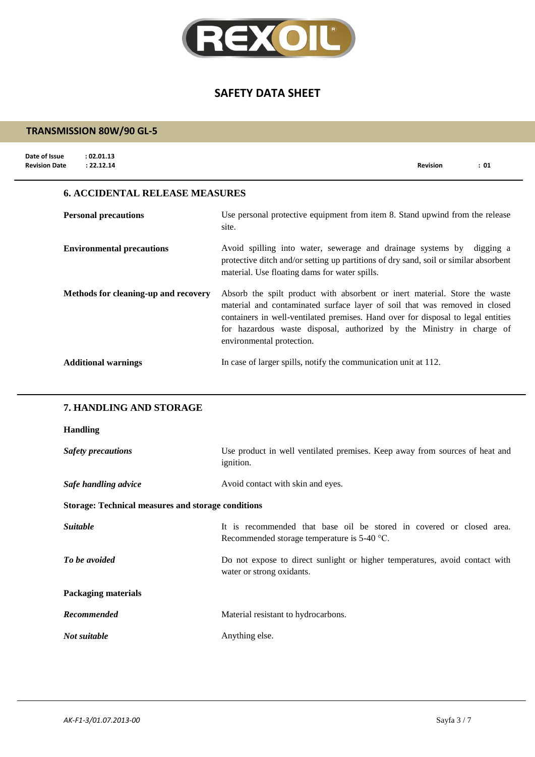## 6. ACCIDENTAL RELEASE MEASURES

**Personal precautions**

Use personal protective equipment from item 8. Stand upwind from the release site.

**Environmental precautions**

Avoid spilling into water, sewerage and drainage systems by digging a protective ditch and/or setting up partitions of dry sand, soil or similar absorbent material. Use floating dams for water spills.

**Methods for cleaning-up and recovery**

Absorb the spilt product with absorbent or inert material. Store the waste material and contaminated surface layer of soil that was removed in closed containers in well-ventilated premises. Hand over for disposal to legal entities for hazardous waste disposal, authorized by the Ministry in charge of environmental protection.

**Additional warnings**

In case of larger spills, notify the communication unit at 112.

## 7. HANDLING AND STORAGE

**Handling**

***Safety precautions***

Use product in well ventilated premises. Keep away from sources of heat and ignition.

***Safe handling advice***

Avoid contact with skin and eyes.

**Storage: Technical measures and storage conditions**

***Suitable***

It is recommended that base oil be stored in covered or closed area. Recommended storage temperature is 5-40 °C.

***To be avoided***

Do not expose to direct sunlight or higher temperatures, avoid contact with water or strong oxidants.

**Packaging materials**

***Recommended***

Material resistant to hydrocarbons.

***Not suitable***

Anything else.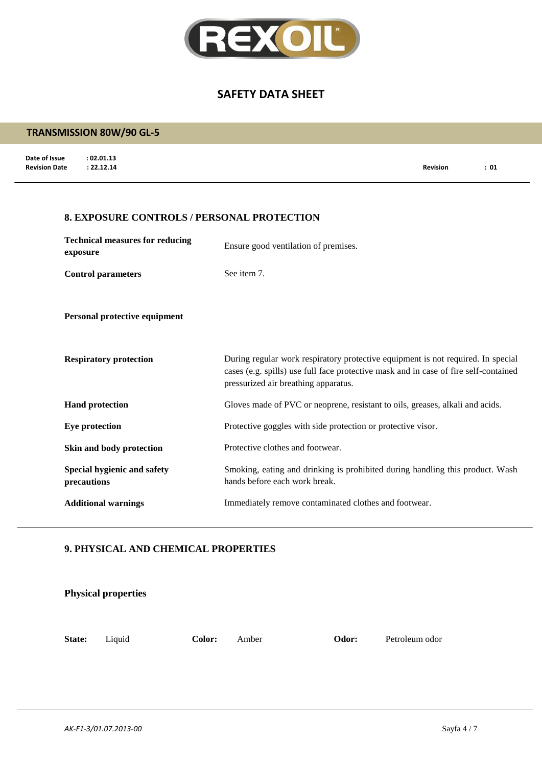# SAFETY DATA SHEET

## TRANSMISSION 80W/90 GL-5

**Date of Issue** : 02.01.13
**Revision Date** : 22.12.14
**Revision** : 01

## 8. EXPOSURE CONTROLS / PERSONAL PROTECTION

| | |
|---|---|
| **Technical measures for reducing exposure** | Ensure good ventilation of premises. |
| **Control parameters** | See item 7. |

**Personal protective equipment**

| | |
|---|---|
| **Respiratory protection** | During regular work respiratory protective equipment is not required. In special cases (e.g. spills) use full face protective mask and in case of fire self-contained pressurized air breathing apparatus. |
| **Hand protection** | Gloves made of PVC or neoprene, resistant to oils, greases, alkali and acids. |
| **Eye protection** | Protective goggles with side protection or protective visor. |
| **Skin and body protection** | Protective clothes and footwear. |
| **Special hygienic and safety precautions** | Smoking, eating and drinking is prohibited during handling this product. Wash hands before each work break. |
| **Additional warnings** | Immediately remove contaminated clothes and footwear. |

## 9. PHYSICAL AND CHEMICAL PROPERTIES

### Physical properties

**State:** Liquid **Color:** Amber **Odor:** Petroleum odor

AK-F1-3/01.07.2013-00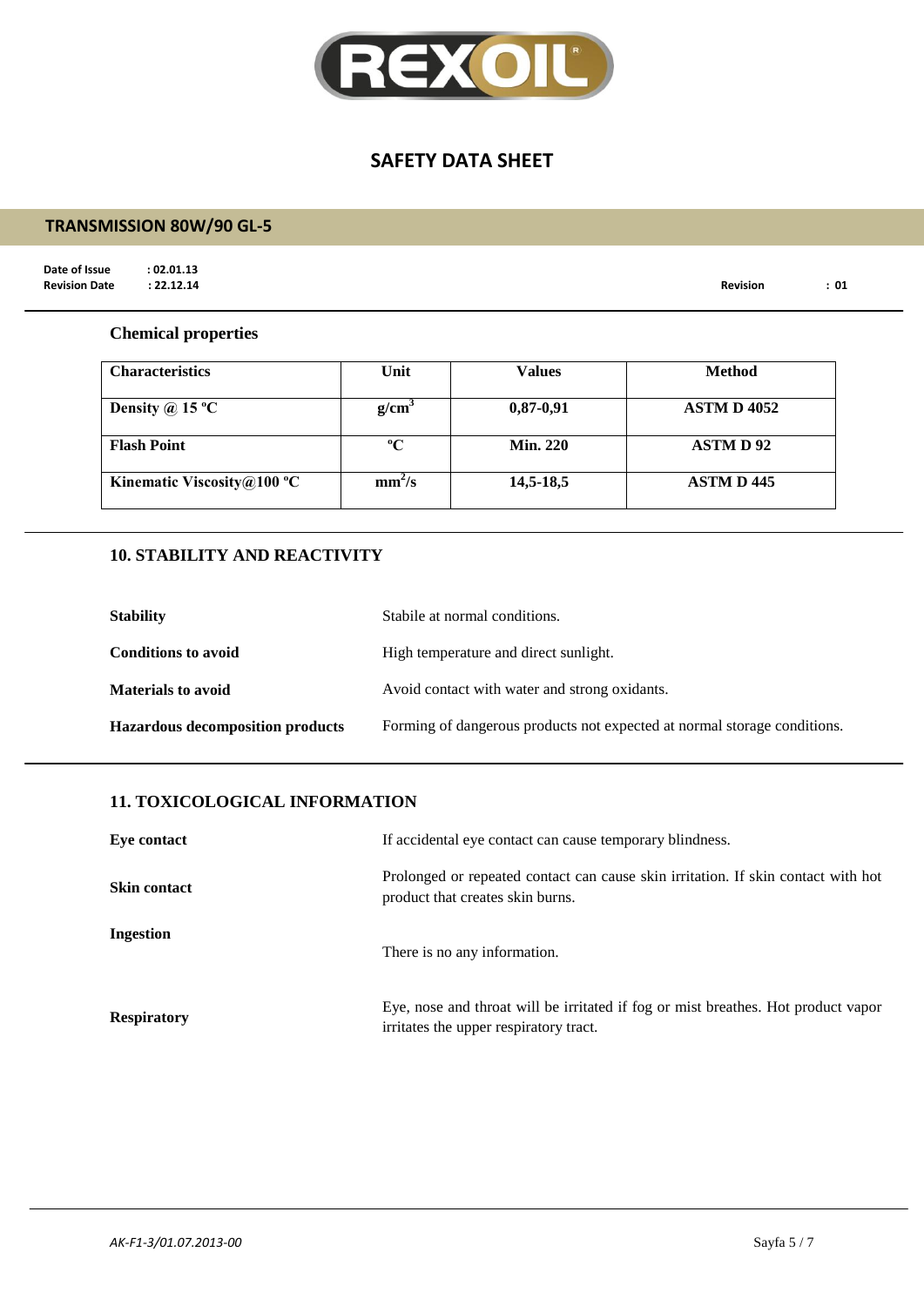# SAFETY DATA SHEET

## TRANSMISSION 80W/90 GL-5

**Date of Issue** : 02.01.13
**Revision Date** : 22.12.14
**Revision** : 01

### Chemical properties

| Characteristics | Unit | Values | Method |
|---|---|---|---|
| Density @ 15 ºC | $g/cm^3$ | 0,87-0,91 | ASTM D 4052 |
| Flash Point | ºC | Min. 220 | ASTM D 92 |
| Kinematic Viscosity@100 ºC | $mm^2/s$ | 14,5-18,5 | ASTM D 445 |

### 10. STABILITY AND REACTIVITY

**Stability** — Stabile at normal conditions.

**Conditions to avoid** — High temperature and direct sunlight.

**Materials to avoid** — Avoid contact with water and strong oxidants.

**Hazardous decomposition products** — Forming of dangerous products not expected at normal storage conditions.

### 11. TOXICOLOGICAL INFORMATION

**Eye contact** — If accidental eye contact can cause temporary blindness.

**Skin contact** — Prolonged or repeated contact can cause skin irritation. If skin contact with hot product that creates skin burns.

**Ingestion** — There is no any information.

**Respiratory** — Eye, nose and throat will be irritated if fog or mist breathes. Hot product vapor irritates the upper respiratory tract.

*AK-F1-3/01.07.2013-00*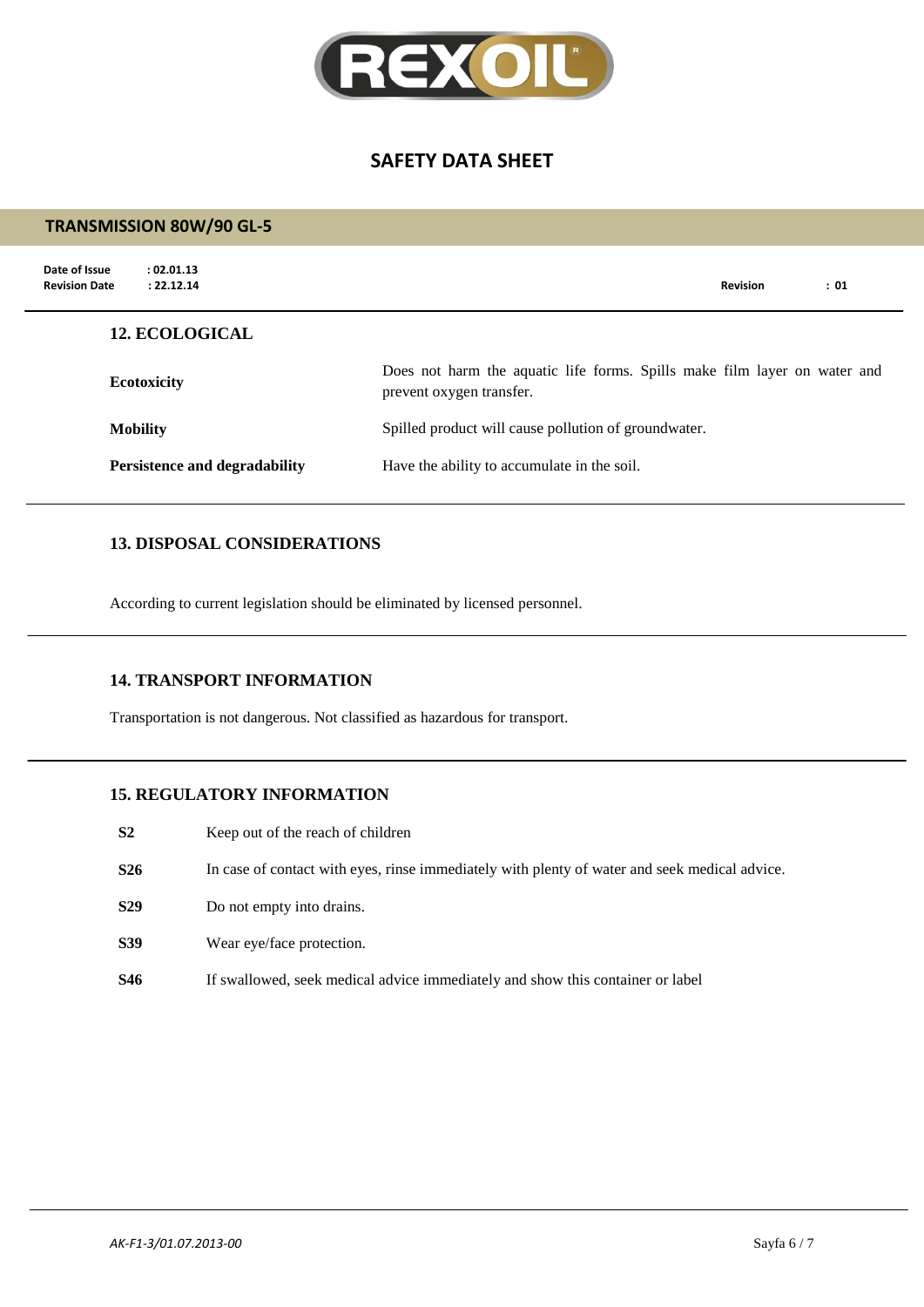## 12. ECOLOGICAL

| | |
|---|---|
| **Ecotoxicity** | Does not harm the aquatic life forms. Spills make film layer on water and prevent oxygen transfer. |
| **Mobility** | Spilled product will cause pollution of groundwater. |
| **Persistence and degradability** | Have the ability to accumulate in the soil. |

## 13. DISPOSAL CONSIDERATIONS

According to current legislation should be eliminated by licensed personnel.

## 14. TRANSPORT INFORMATION

Transportation is not dangerous. Not classified as hazardous for transport.

## 15. REGULATORY INFORMATION

| | |
|---|---|
| **S2** | Keep out of the reach of children |
| **S26** | In case of contact with eyes, rinse immediately with plenty of water and seek medical advice. |
| **S29** | Do not empty into drains. |
| **S39** | Wear eye/face protection. |
| **S46** | If swallowed, seek medical advice immediately and show this container or label |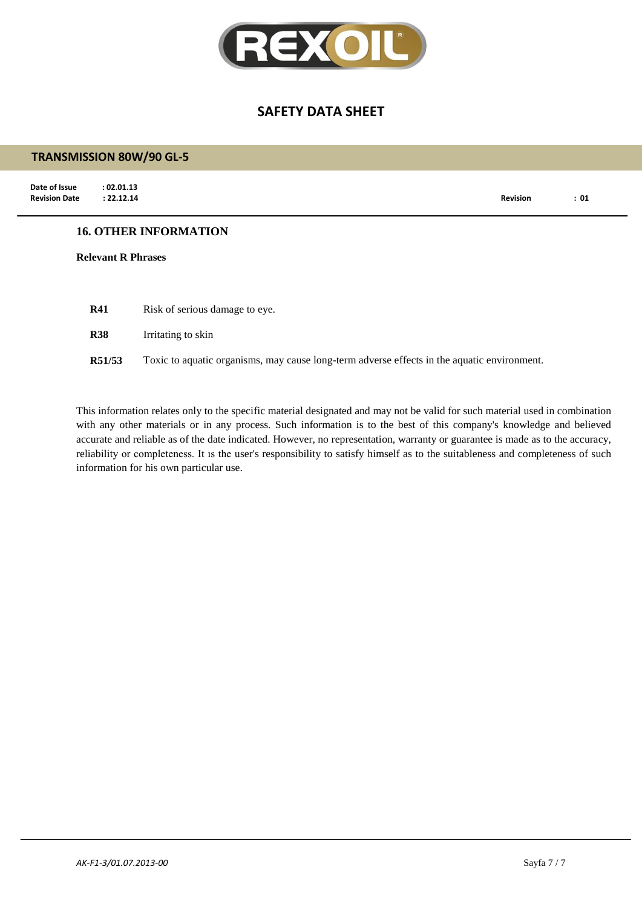## 16. OTHER INFORMATION

**Relevant R Phrases**

| | |
|---|---|
| **R41** | Risk of serious damage to eye. |
| **R38** | Irritating to skin |
| **R51/53** | Toxic to aquatic organisms, may cause long-term adverse effects in the aquatic environment. |

This information relates only to the specific material designated and may not be valid for such material used in combination with any other materials or in any process. Such information is to the best of this company's knowledge and believed accurate and reliable as of the date indicated. However, no representation, warranty or guarantee is made as to the accuracy, reliability or completeness. It ıs the user's responsibility to satisfy himself as to the suitableness and completeness of such information for his own particular use.